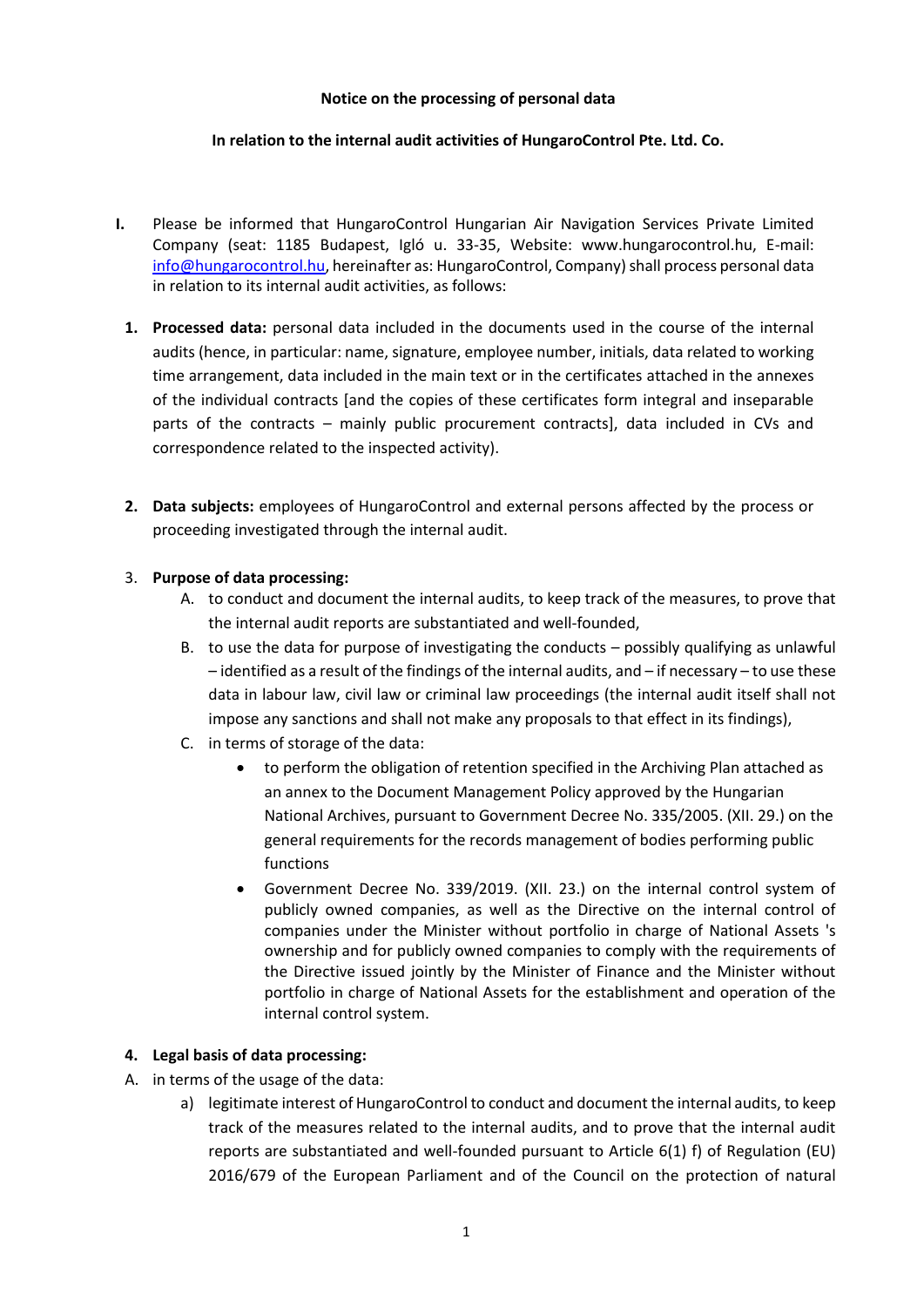**Notice on the processing of personal data**

**In relation to the internal audit activities of HungaroControl Pte. Ltd. Co.**

**I.** Please be informed that HungaroControl Hungarian Air Navigation Services Private Limited Company (seat: 1185 Budapest, Igló u. 33-35, Website: www.hungarocontrol.hu, E-mail: info@hungarocontrol.hu, hereinafter as: HungaroControl, Company) shall process personal data in relation to its internal audit activities, as follows:

1. **Processed data:** personal data included in the documents used in the course of the internal audits (hence, in particular: name, signature, employee number, initials, data related to working time arrangement, data included in the main text or in the certificates attached in the annexes of the individual contracts [and the copies of these certificates form integral and inseparable parts of the contracts – mainly public procurement contracts], data included in CVs and correspondence related to the inspected activity).

2. **Data subjects:** employees of HungaroControl and external persons affected by the process or proceeding investigated through the internal audit.

3. **Purpose of data processing:**
   A. to conduct and document the internal audits, to keep track of the measures, to prove that the internal audit reports are substantiated and well-founded,
   B. to use the data for purpose of investigating the conducts – possibly qualifying as unlawful – identified as a result of the findings of the internal audits, and – if necessary – to use these data in labour law, civil law or criminal law proceedings (the internal audit itself shall not impose any sanctions and shall not make any proposals to that effect in its findings),
   C. in terms of storage of the data:
      - to perform the obligation of retention specified in the Archiving Plan attached as an annex to the Document Management Policy approved by the Hungarian National Archives, pursuant to Government Decree No. 335/2005. (XII. 29.) on the general requirements for the records management of bodies performing public functions
      - Government Decree No. 339/2019. (XII. 23.) on the internal control system of publicly owned companies, as well as the Directive on the internal control of companies under the Minister without portfolio in charge of National Assets 's ownership and for publicly owned companies to comply with the requirements of the Directive issued jointly by the Minister of Finance and the Minister without portfolio in charge of National Assets for the establishment and operation of the internal control system.

4. **Legal basis of data processing:**

A. in terms of the usage of the data:
   a) legitimate interest of HungaroControl to conduct and document the internal audits, to keep track of the measures related to the internal audits, and to prove that the internal audit reports are substantiated and well-founded pursuant to Article 6(1) f) of Regulation (EU) 2016/679 of the European Parliament and of the Council on the protection of natural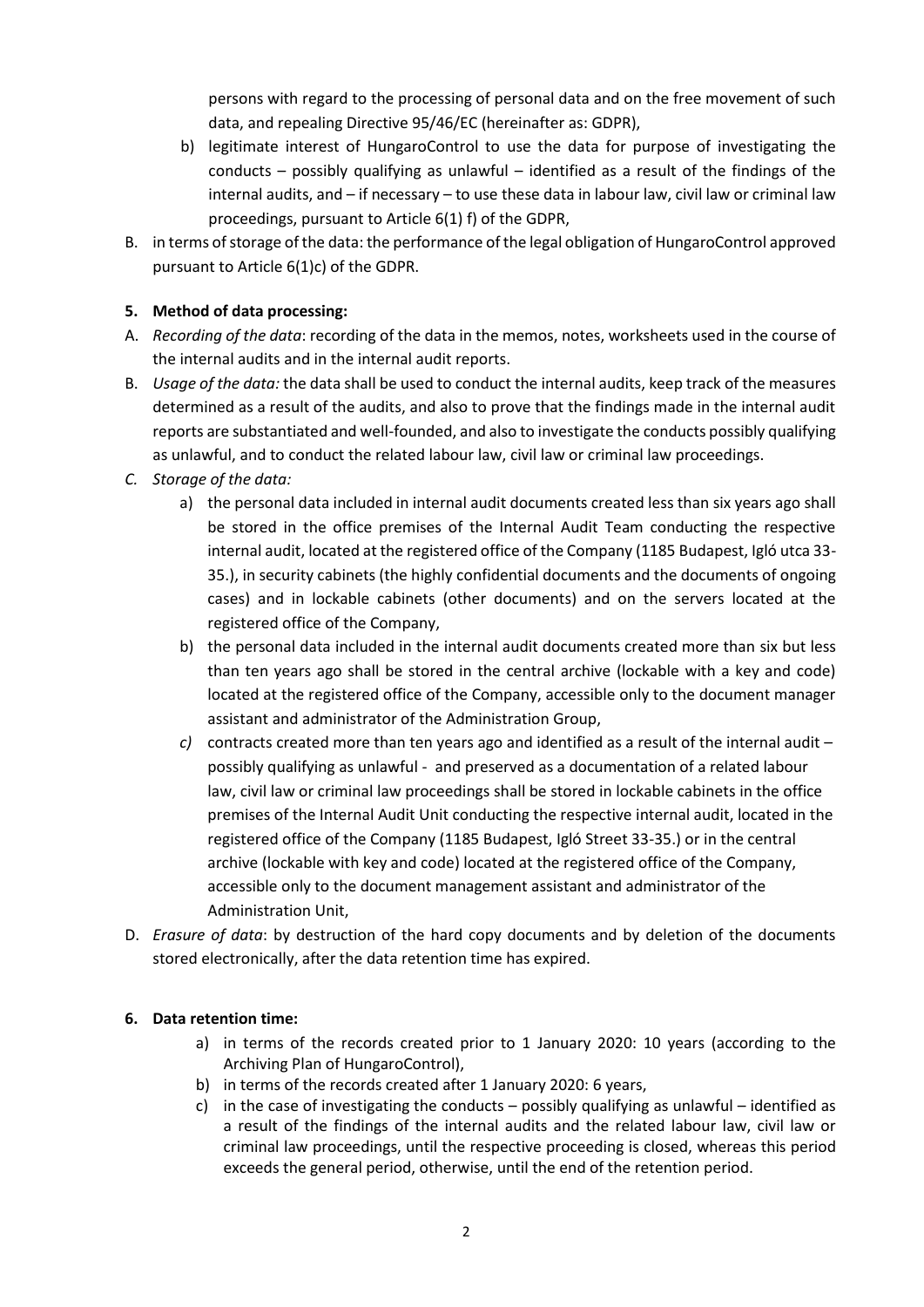persons with regard to the processing of personal data and on the free movement of such data, and repealing Directive 95/46/EC (hereinafter as: GDPR),

b) legitimate interest of HungaroControl to use the data for purpose of investigating the conducts – possibly qualifying as unlawful – identified as a result of the findings of the internal audits, and – if necessary – to use these data in labour law, civil law or criminal law proceedings, pursuant to Article 6(1) f) of the GDPR,

B. in terms of storage of the data: the performance of the legal obligation of HungaroControl approved pursuant to Article 6(1)c) of the GDPR.

**5. Method of data processing:**

A. *Recording of the data*: recording of the data in the memos, notes, worksheets used in the course of the internal audits and in the internal audit reports.

B. *Usage of the data:* the data shall be used to conduct the internal audits, keep track of the measures determined as a result of the audits, and also to prove that the findings made in the internal audit reports are substantiated and well-founded, and also to investigate the conducts possibly qualifying as unlawful, and to conduct the related labour law, civil law or criminal law proceedings.

C. *Storage of the data:*

a) the personal data included in internal audit documents created less than six years ago shall be stored in the office premises of the Internal Audit Team conducting the respective internal audit, located at the registered office of the Company (1185 Budapest, Igló utca 33-35.), in security cabinets (the highly confidential documents and the documents of ongoing cases) and in lockable cabinets (other documents) and on the servers located at the registered office of the Company,

b) the personal data included in the internal audit documents created more than six but less than ten years ago shall be stored in the central archive (lockable with a key and code) located at the registered office of the Company, accessible only to the document manager assistant and administrator of the Administration Group,

*c)* contracts created more than ten years ago and identified as a result of the internal audit – possibly qualifying as unlawful - and preserved as a documentation of a related labour law, civil law or criminal law proceedings shall be stored in lockable cabinets in the office premises of the Internal Audit Unit conducting the respective internal audit, located in the registered office of the Company (1185 Budapest, Igló Street 33-35.) or in the central archive (lockable with key and code) located at the registered office of the Company, accessible only to the document management assistant and administrator of the Administration Unit,

D. *Erasure of data*: by destruction of the hard copy documents and by deletion of the documents stored electronically, after the data retention time has expired.

**6. Data retention time:**

a) in terms of the records created prior to 1 January 2020: 10 years (according to the Archiving Plan of HungaroControl),

b) in terms of the records created after 1 January 2020: 6 years,

c) in the case of investigating the conducts – possibly qualifying as unlawful – identified as a result of the findings of the internal audits and the related labour law, civil law or criminal law proceedings, until the respective proceeding is closed, whereas this period exceeds the general period, otherwise, until the end of the retention period.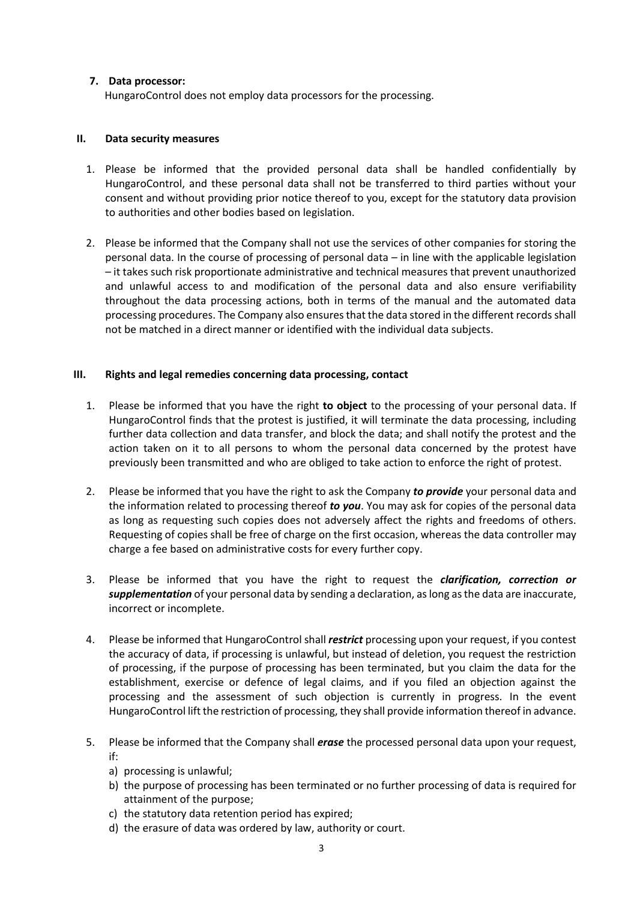**7. Data processor:**

HungaroControl does not employ data processors for the processing.

## II. Data security measures

1. Please be informed that the provided personal data shall be handled confidentially by HungaroControl, and these personal data shall not be transferred to third parties without your consent and without providing prior notice thereof to you, except for the statutory data provision to authorities and other bodies based on legislation.

2. Please be informed that the Company shall not use the services of other companies for storing the personal data. In the course of processing of personal data – in line with the applicable legislation – it takes such risk proportionate administrative and technical measures that prevent unauthorized and unlawful access to and modification of the personal data and also ensure verifiability throughout the data processing actions, both in terms of the manual and the automated data processing procedures. The Company also ensures that the data stored in the different records shall not be matched in a direct manner or identified with the individual data subjects.

## III. Rights and legal remedies concerning data processing, contact

1. Please be informed that you have the right **to object** to the processing of your personal data. If HungaroControl finds that the protest is justified, it will terminate the data processing, including further data collection and data transfer, and block the data; and shall notify the protest and the action taken on it to all persons to whom the personal data concerned by the protest have previously been transmitted and who are obliged to take action to enforce the right of protest.

2. Please be informed that you have the right to ask the Company ***to provide*** your personal data and the information related to processing thereof ***to you***. You may ask for copies of the personal data as long as requesting such copies does not adversely affect the rights and freedoms of others. Requesting of copies shall be free of charge on the first occasion, whereas the data controller may charge a fee based on administrative costs for every further copy.

3. Please be informed that you have the right to request the ***clarification, correction or supplementation*** of your personal data by sending a declaration, as long as the data are inaccurate, incorrect or incomplete.

4. Please be informed that HungaroControl shall ***restrict*** processing upon your request, if you contest the accuracy of data, if processing is unlawful, but instead of deletion, you request the restriction of processing, if the purpose of processing has been terminated, but you claim the data for the establishment, exercise or defence of legal claims, and if you filed an objection against the processing and the assessment of such objection is currently in progress. In the event HungaroControl lift the restriction of processing, they shall provide information thereof in advance.

5. Please be informed that the Company shall ***erase*** the processed personal data upon your request, if:
   a) processing is unlawful;
   b) the purpose of processing has been terminated or no further processing of data is required for attainment of the purpose;
   c) the statutory data retention period has expired;
   d) the erasure of data was ordered by law, authority or court.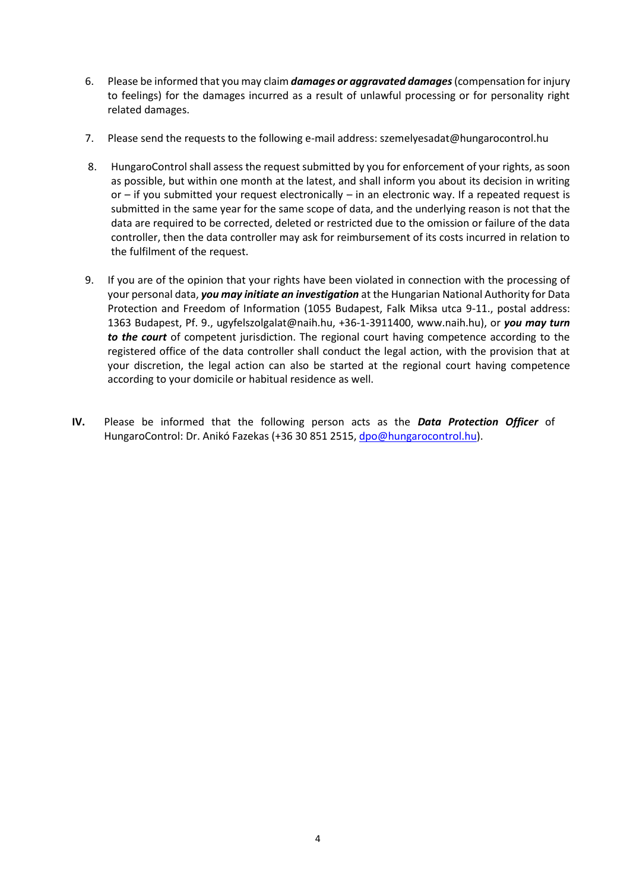6. Please be informed that you may claim ***damages or aggravated damages*** (compensation for injury to feelings) for the damages incurred as a result of unlawful processing or for personality right related damages.

7. Please send the requests to the following e-mail address: szemelyesadat@hungarocontrol.hu

8. HungaroControl shall assess the request submitted by you for enforcement of your rights, as soon as possible, but within one month at the latest, and shall inform you about its decision in writing or – if you submitted your request electronically – in an electronic way. If a repeated request is submitted in the same year for the same scope of data, and the underlying reason is not that the data are required to be corrected, deleted or restricted due to the omission or failure of the data controller, then the data controller may ask for reimbursement of its costs incurred in relation to the fulfilment of the request.

9. If you are of the opinion that your rights have been violated in connection with the processing of your personal data, ***you may initiate an investigation*** at the Hungarian National Authority for Data Protection and Freedom of Information (1055 Budapest, Falk Miksa utca 9-11., postal address: 1363 Budapest, Pf. 9., ugyfelszolgalat@naih.hu, +36-1-3911400, www.naih.hu), or ***you may turn to the court*** of competent jurisdiction. The regional court having competence according to the registered office of the data controller shall conduct the legal action, with the provision that at your discretion, the legal action can also be started at the regional court having competence according to your domicile or habitual residence as well.

**IV.** Please be informed that the following person acts as the ***Data Protection Officer*** of HungaroControl: Dr. Anikó Fazekas (+36 30 851 2515, [dpo@hungarocontrol.hu](mailto:dpo@hungarocontrol.hu)).